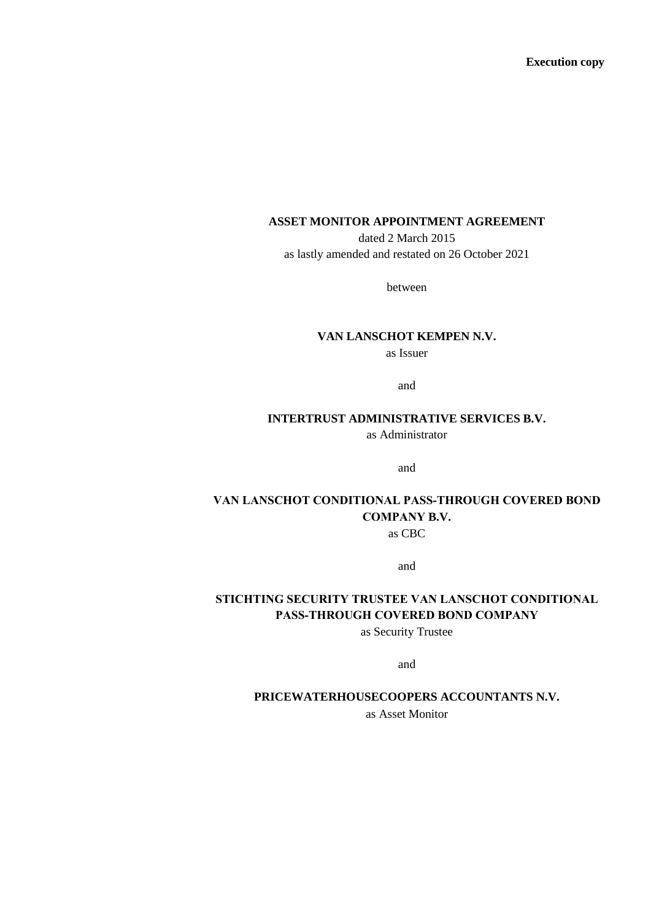**Execution copy**

# ASSET MONITOR APPOINTMENT AGREEMENT

dated 2 March 2015

as lastly amended and restated on 26 October 2021

between

**VAN LANSCHOT KEMPEN N.V.**

as Issuer

and

**INTERTRUST ADMINISTRATIVE SERVICES B.V.**

as Administrator

and

**VAN LANSCHOT CONDITIONAL PASS-THROUGH COVERED BOND COMPANY B.V.**

as CBC

and

**STICHTING SECURITY TRUSTEE VAN LANSCHOT CONDITIONAL PASS-THROUGH COVERED BOND COMPANY**

as Security Trustee

and

**PRICEWATERHOUSECOOPERS ACCOUNTANTS N.V.**

as Asset Monitor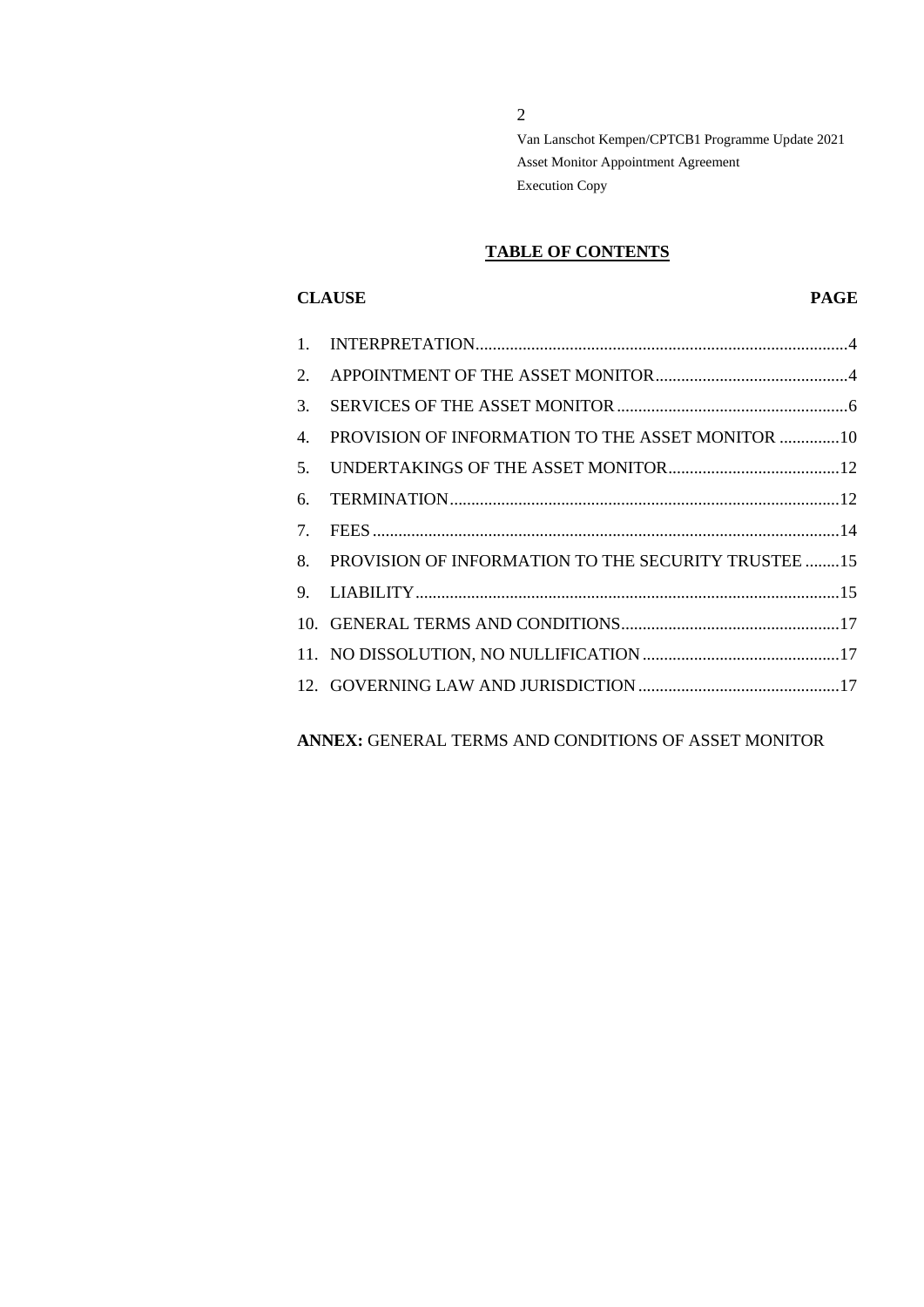## TABLE OF CONTENTS

| CLAUSE | | PAGE |
|---|---|---|
| 1. | INTERPRETATION | 4 |
| 2. | APPOINTMENT OF THE ASSET MONITOR | 4 |
| 3. | SERVICES OF THE ASSET MONITOR | 6 |
| 4. | PROVISION OF INFORMATION TO THE ASSET MONITOR | 10 |
| 5. | UNDERTAKINGS OF THE ASSET MONITOR | 12 |
| 6. | TERMINATION | 12 |
| 7. | FEES | 14 |
| 8. | PROVISION OF INFORMATION TO THE SECURITY TRUSTEE | 15 |
| 9. | LIABILITY | 15 |
| 10. | GENERAL TERMS AND CONDITIONS | 17 |
| 11. | NO DISSOLUTION, NO NULLIFICATION | 17 |
| 12. | GOVERNING LAW AND JURISDICTION | 17 |

**ANNEX:** GENERAL TERMS AND CONDITIONS OF ASSET MONITOR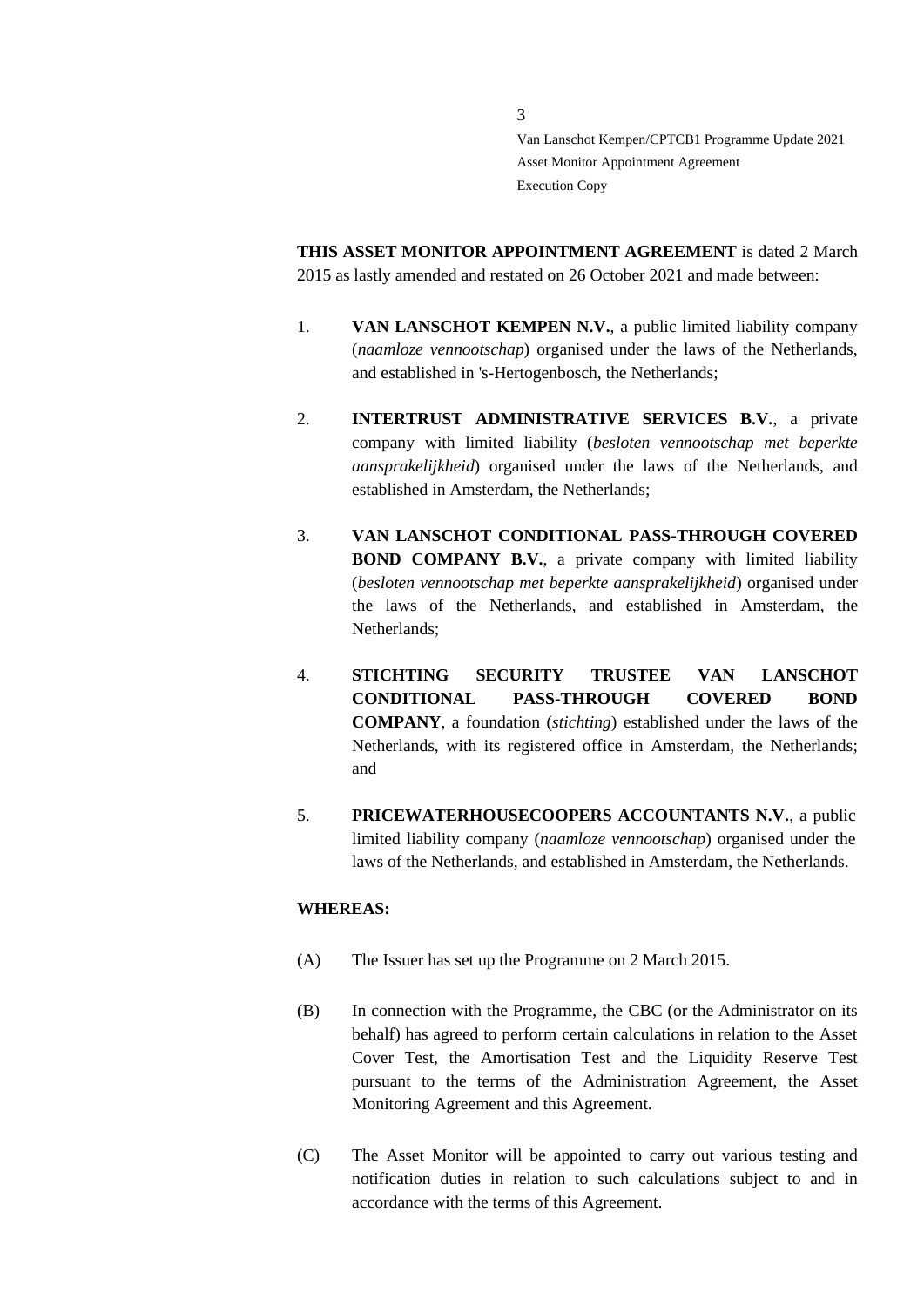**THIS ASSET MONITOR APPOINTMENT AGREEMENT** is dated 2 March 2015 as lastly amended and restated on 26 October 2021 and made between:

1. **VAN LANSCHOT KEMPEN N.V.**, a public limited liability company (*naamloze vennootschap*) organised under the laws of the Netherlands, and established in 's-Hertogenbosch, the Netherlands;

2. **INTERTRUST ADMINISTRATIVE SERVICES B.V.**, a private company with limited liability (*besloten vennootschap met beperkte aansprakelijkheid*) organised under the laws of the Netherlands, and established in Amsterdam, the Netherlands;

3. **VAN LANSCHOT CONDITIONAL PASS-THROUGH COVERED BOND COMPANY B.V.**, a private company with limited liability (*besloten vennootschap met beperkte aansprakelijkheid*) organised under the laws of the Netherlands, and established in Amsterdam, the Netherlands;

4. **STICHTING SECURITY TRUSTEE VAN LANSCHOT CONDITIONAL PASS-THROUGH COVERED BOND COMPANY**, a foundation (*stichting*) established under the laws of the Netherlands, with its registered office in Amsterdam, the Netherlands; and

5. **PRICEWATERHOUSECOOPERS ACCOUNTANTS N.V.**, a public limited liability company (*naamloze vennootschap*) organised under the laws of the Netherlands, and established in Amsterdam, the Netherlands.

**WHEREAS:**

(A) The Issuer has set up the Programme on 2 March 2015.

(B) In connection with the Programme, the CBC (or the Administrator on its behalf) has agreed to perform certain calculations in relation to the Asset Cover Test, the Amortisation Test and the Liquidity Reserve Test pursuant to the terms of the Administration Agreement, the Asset Monitoring Agreement and this Agreement.

(C) The Asset Monitor will be appointed to carry out various testing and notification duties in relation to such calculations subject to and in accordance with the terms of this Agreement.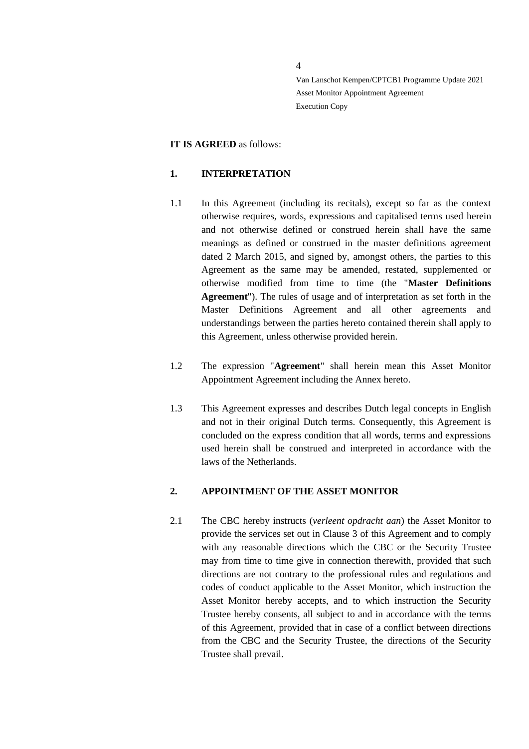**IT IS AGREED** as follows:

## 1. INTERPRETATION

1.1 In this Agreement (including its recitals), except so far as the context otherwise requires, words, expressions and capitalised terms used herein and not otherwise defined or construed herein shall have the same meanings as defined or construed in the master definitions agreement dated 2 March 2015, and signed by, amongst others, the parties to this Agreement as the same may be amended, restated, supplemented or otherwise modified from time to time (the "**Master Definitions Agreement**"). The rules of usage and of interpretation as set forth in the Master Definitions Agreement and all other agreements and understandings between the parties hereto contained therein shall apply to this Agreement, unless otherwise provided herein.

1.2 The expression "**Agreement**" shall herein mean this Asset Monitor Appointment Agreement including the Annex hereto.

1.3 This Agreement expresses and describes Dutch legal concepts in English and not in their original Dutch terms. Consequently, this Agreement is concluded on the express condition that all words, terms and expressions used herein shall be construed and interpreted in accordance with the laws of the Netherlands.

## 2. APPOINTMENT OF THE ASSET MONITOR

2.1 The CBC hereby instructs (*verleent opdracht aan*) the Asset Monitor to provide the services set out in Clause 3 of this Agreement and to comply with any reasonable directions which the CBC or the Security Trustee may from time to time give in connection therewith, provided that such directions are not contrary to the professional rules and regulations and codes of conduct applicable to the Asset Monitor, which instruction the Asset Monitor hereby accepts, and to which instruction the Security Trustee hereby consents, all subject to and in accordance with the terms of this Agreement, provided that in case of a conflict between directions from the CBC and the Security Trustee, the directions of the Security Trustee shall prevail.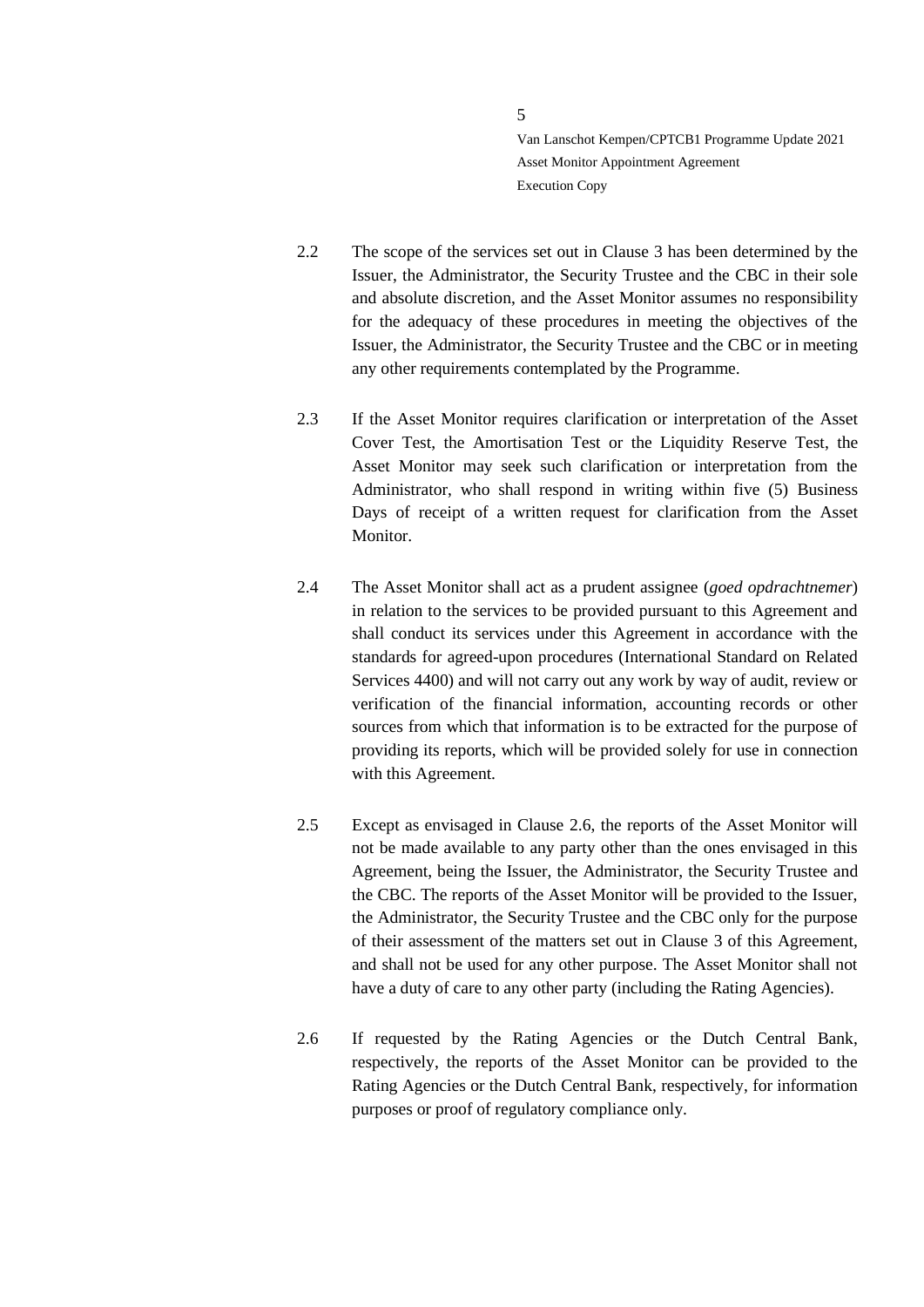2.2 The scope of the services set out in Clause 3 has been determined by the Issuer, the Administrator, the Security Trustee and the CBC in their sole and absolute discretion, and the Asset Monitor assumes no responsibility for the adequacy of these procedures in meeting the objectives of the Issuer, the Administrator, the Security Trustee and the CBC or in meeting any other requirements contemplated by the Programme.

2.3 If the Asset Monitor requires clarification or interpretation of the Asset Cover Test, the Amortisation Test or the Liquidity Reserve Test, the Asset Monitor may seek such clarification or interpretation from the Administrator, who shall respond in writing within five (5) Business Days of receipt of a written request for clarification from the Asset Monitor.

2.4 The Asset Monitor shall act as a prudent assignee (*goed opdrachtnemer*) in relation to the services to be provided pursuant to this Agreement and shall conduct its services under this Agreement in accordance with the standards for agreed-upon procedures (International Standard on Related Services 4400) and will not carry out any work by way of audit, review or verification of the financial information, accounting records or other sources from which that information is to be extracted for the purpose of providing its reports, which will be provided solely for use in connection with this Agreement.

2.5 Except as envisaged in Clause 2.6, the reports of the Asset Monitor will not be made available to any party other than the ones envisaged in this Agreement, being the Issuer, the Administrator, the Security Trustee and the CBC. The reports of the Asset Monitor will be provided to the Issuer, the Administrator, the Security Trustee and the CBC only for the purpose of their assessment of the matters set out in Clause 3 of this Agreement, and shall not be used for any other purpose. The Asset Monitor shall not have a duty of care to any other party (including the Rating Agencies).

2.6 If requested by the Rating Agencies or the Dutch Central Bank, respectively, the reports of the Asset Monitor can be provided to the Rating Agencies or the Dutch Central Bank, respectively, for information purposes or proof of regulatory compliance only.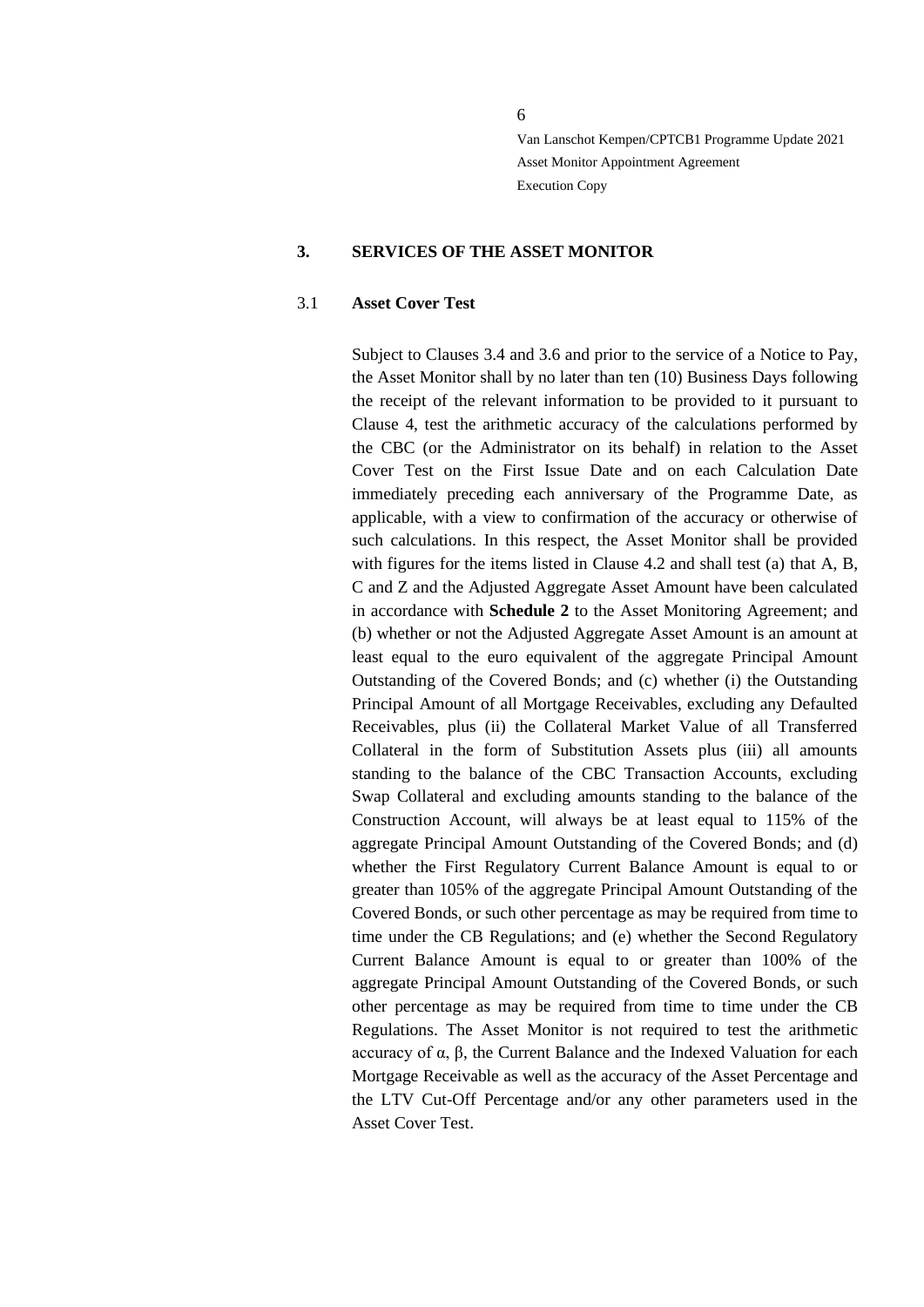## 3. SERVICES OF THE ASSET MONITOR

### 3.1 Asset Cover Test

Subject to Clauses 3.4 and 3.6 and prior to the service of a Notice to Pay, the Asset Monitor shall by no later than ten (10) Business Days following the receipt of the relevant information to be provided to it pursuant to Clause 4, test the arithmetic accuracy of the calculations performed by the CBC (or the Administrator on its behalf) in relation to the Asset Cover Test on the First Issue Date and on each Calculation Date immediately preceding each anniversary of the Programme Date, as applicable, with a view to confirmation of the accuracy or otherwise of such calculations. In this respect, the Asset Monitor shall be provided with figures for the items listed in Clause 4.2 and shall test (a) that A, B, C and Z and the Adjusted Aggregate Asset Amount have been calculated in accordance with **Schedule 2** to the Asset Monitoring Agreement; and (b) whether or not the Adjusted Aggregate Asset Amount is an amount at least equal to the euro equivalent of the aggregate Principal Amount Outstanding of the Covered Bonds; and (c) whether (i) the Outstanding Principal Amount of all Mortgage Receivables, excluding any Defaulted Receivables, plus (ii) the Collateral Market Value of all Transferred Collateral in the form of Substitution Assets plus (iii) all amounts standing to the balance of the CBC Transaction Accounts, excluding Swap Collateral and excluding amounts standing to the balance of the Construction Account, will always be at least equal to 115% of the aggregate Principal Amount Outstanding of the Covered Bonds; and (d) whether the First Regulatory Current Balance Amount is equal to or greater than 105% of the aggregate Principal Amount Outstanding of the Covered Bonds, or such other percentage as may be required from time to time under the CB Regulations; and (e) whether the Second Regulatory Current Balance Amount is equal to or greater than 100% of the aggregate Principal Amount Outstanding of the Covered Bonds, or such other percentage as may be required from time to time under the CB Regulations. The Asset Monitor is not required to test the arithmetic accuracy of $\alpha$, $\beta$, the Current Balance and the Indexed Valuation for each Mortgage Receivable as well as the accuracy of the Asset Percentage and the LTV Cut-Off Percentage and/or any other parameters used in the Asset Cover Test.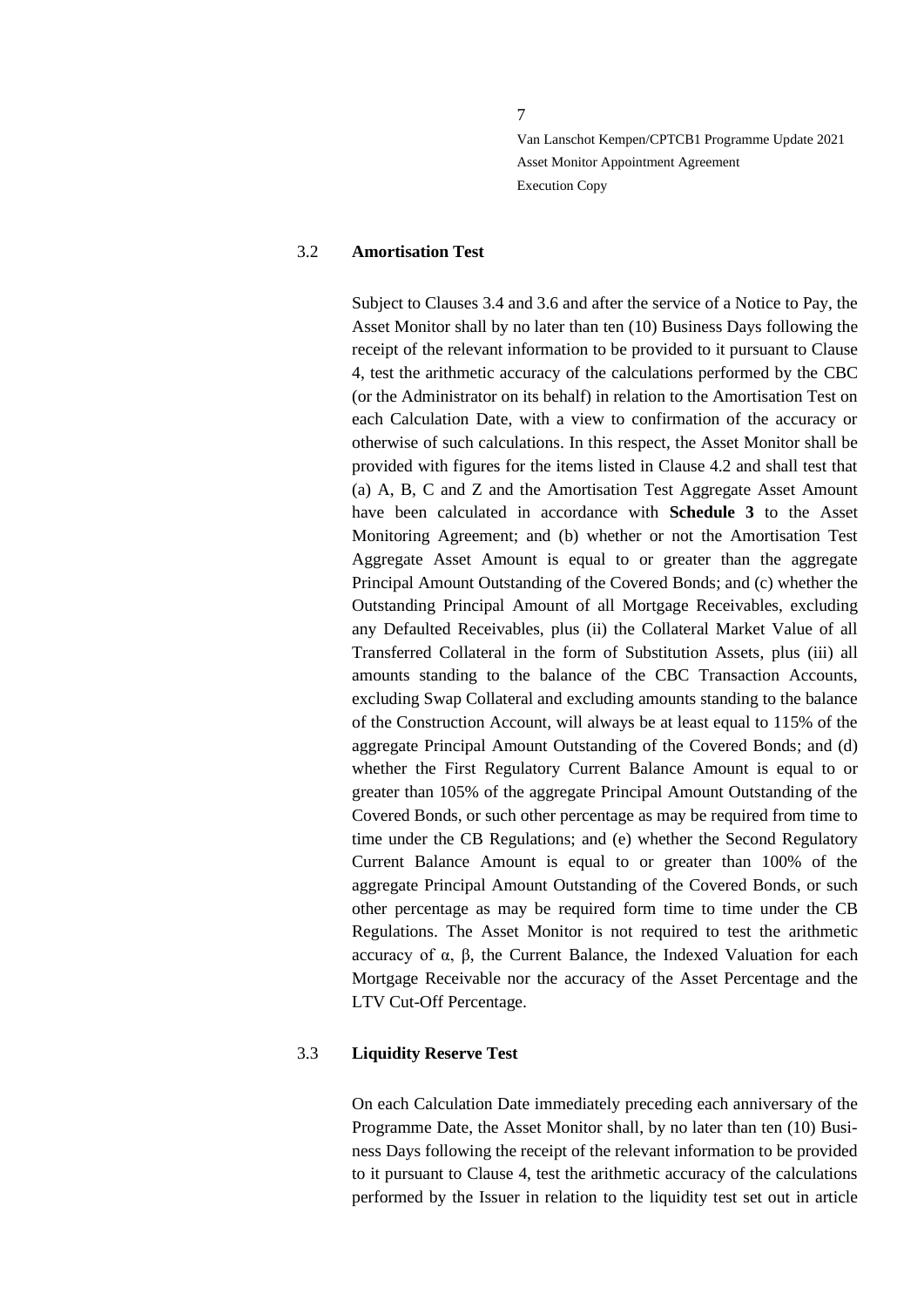### 3.2 Amortisation Test

Subject to Clauses 3.4 and 3.6 and after the service of a Notice to Pay, the Asset Monitor shall by no later than ten (10) Business Days following the receipt of the relevant information to be provided to it pursuant to Clause 4, test the arithmetic accuracy of the calculations performed by the CBC (or the Administrator on its behalf) in relation to the Amortisation Test on each Calculation Date, with a view to confirmation of the accuracy or otherwise of such calculations. In this respect, the Asset Monitor shall be provided with figures for the items listed in Clause 4.2 and shall test that (a) A, B, C and Z and the Amortisation Test Aggregate Asset Amount have been calculated in accordance with **Schedule 3** to the Asset Monitoring Agreement; and (b) whether or not the Amortisation Test Aggregate Asset Amount is equal to or greater than the aggregate Principal Amount Outstanding of the Covered Bonds; and (c) whether the Outstanding Principal Amount of all Mortgage Receivables, excluding any Defaulted Receivables, plus (ii) the Collateral Market Value of all Transferred Collateral in the form of Substitution Assets, plus (iii) all amounts standing to the balance of the CBC Transaction Accounts, excluding Swap Collateral and excluding amounts standing to the balance of the Construction Account, will always be at least equal to 115% of the aggregate Principal Amount Outstanding of the Covered Bonds; and (d) whether the First Regulatory Current Balance Amount is equal to or greater than 105% of the aggregate Principal Amount Outstanding of the Covered Bonds, or such other percentage as may be required from time to time under the CB Regulations; and (e) whether the Second Regulatory Current Balance Amount is equal to or greater than 100% of the aggregate Principal Amount Outstanding of the Covered Bonds, or such other percentage as may be required form time to time under the CB Regulations. The Asset Monitor is not required to test the arithmetic accuracy of α, β, the Current Balance, the Indexed Valuation for each Mortgage Receivable nor the accuracy of the Asset Percentage and the LTV Cut-Off Percentage.

### 3.3 Liquidity Reserve Test

On each Calculation Date immediately preceding each anniversary of the Programme Date, the Asset Monitor shall, by no later than ten (10) Business Days following the receipt of the relevant information to be provided to it pursuant to Clause 4, test the arithmetic accuracy of the calculations performed by the Issuer in relation to the liquidity test set out in article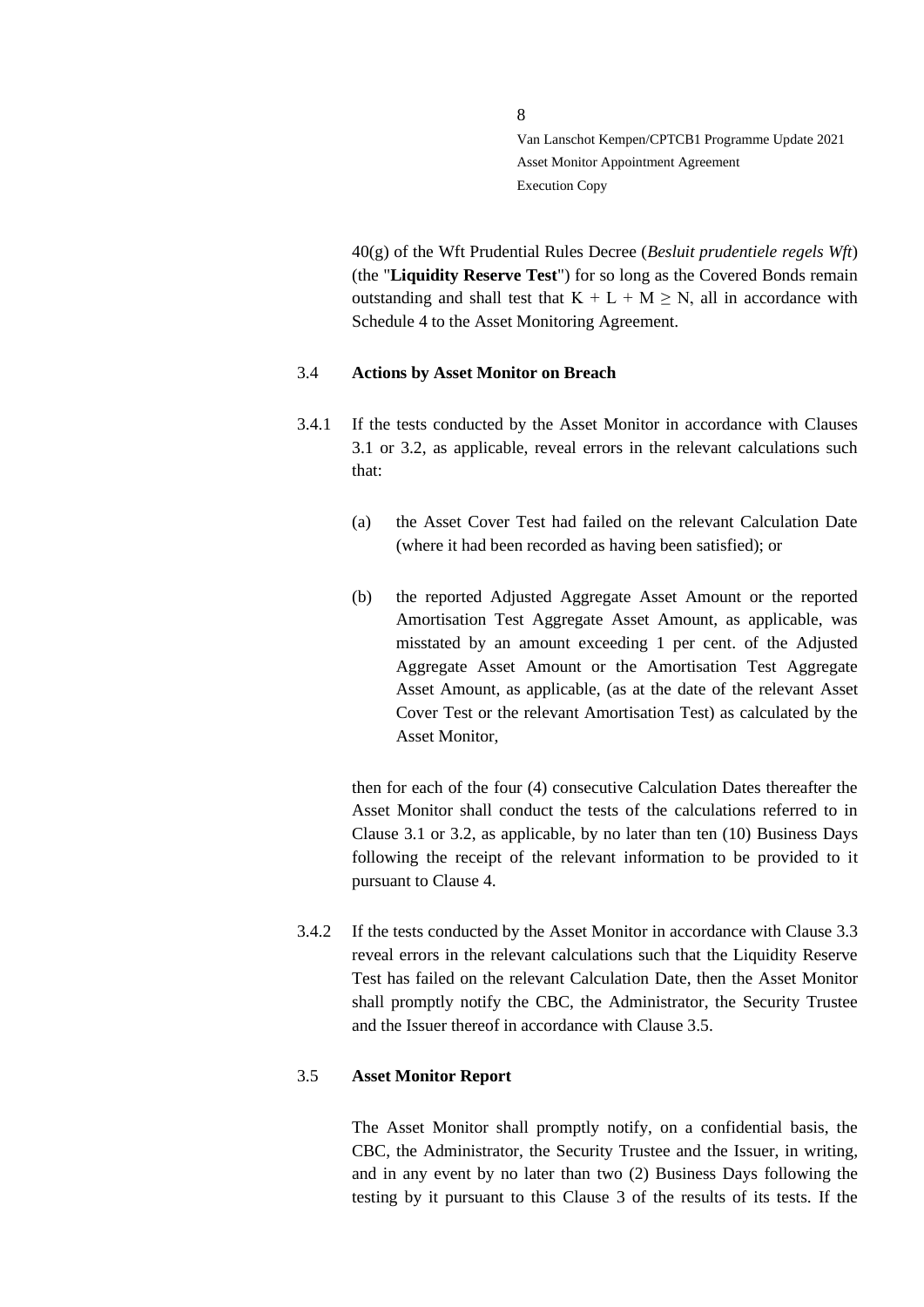40(g) of the Wft Prudential Rules Decree (*Besluit prudentiele regels Wft*) (the "**Liquidity Reserve Test**") for so long as the Covered Bonds remain outstanding and shall test that $K + L + M \geq N$, all in accordance with Schedule 4 to the Asset Monitoring Agreement.

3.4 **Actions by Asset Monitor on Breach**

3.4.1 If the tests conducted by the Asset Monitor in accordance with Clauses 3.1 or 3.2, as applicable, reveal errors in the relevant calculations such that:

(a) the Asset Cover Test had failed on the relevant Calculation Date (where it had been recorded as having been satisfied); or

(b) the reported Adjusted Aggregate Asset Amount or the reported Amortisation Test Aggregate Asset Amount, as applicable, was misstated by an amount exceeding 1 per cent. of the Adjusted Aggregate Asset Amount or the Amortisation Test Aggregate Asset Amount, as applicable, (as at the date of the relevant Asset Cover Test or the relevant Amortisation Test) as calculated by the Asset Monitor,

then for each of the four (4) consecutive Calculation Dates thereafter the Asset Monitor shall conduct the tests of the calculations referred to in Clause 3.1 or 3.2, as applicable, by no later than ten (10) Business Days following the receipt of the relevant information to be provided to it pursuant to Clause 4.

3.4.2 If the tests conducted by the Asset Monitor in accordance with Clause 3.3 reveal errors in the relevant calculations such that the Liquidity Reserve Test has failed on the relevant Calculation Date, then the Asset Monitor shall promptly notify the CBC, the Administrator, the Security Trustee and the Issuer thereof in accordance with Clause 3.5.

3.5 **Asset Monitor Report**

The Asset Monitor shall promptly notify, on a confidential basis, the CBC, the Administrator, the Security Trustee and the Issuer, in writing, and in any event by no later than two (2) Business Days following the testing by it pursuant to this Clause 3 of the results of its tests. If the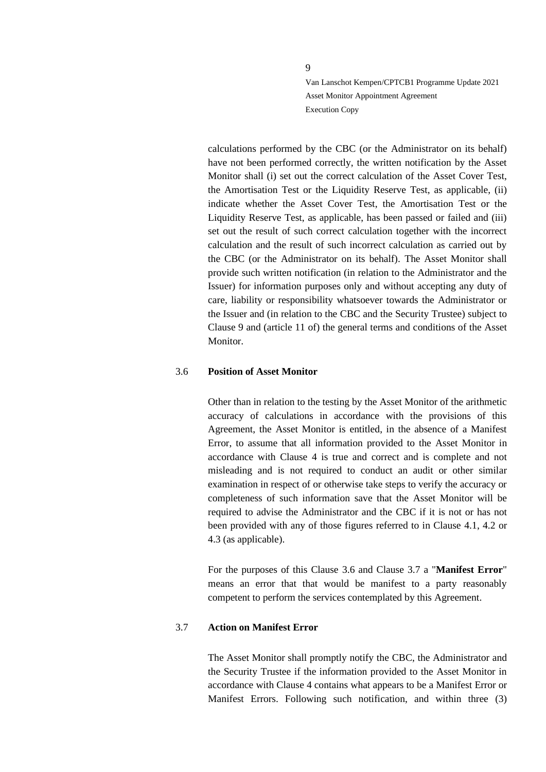calculations performed by the CBC (or the Administrator on its behalf) have not been performed correctly, the written notification by the Asset Monitor shall (i) set out the correct calculation of the Asset Cover Test, the Amortisation Test or the Liquidity Reserve Test, as applicable, (ii) indicate whether the Asset Cover Test, the Amortisation Test or the Liquidity Reserve Test, as applicable, has been passed or failed and (iii) set out the result of such correct calculation together with the incorrect calculation and the result of such incorrect calculation as carried out by the CBC (or the Administrator on its behalf). The Asset Monitor shall provide such written notification (in relation to the Administrator and the Issuer) for information purposes only and without accepting any duty of care, liability or responsibility whatsoever towards the Administrator or the Issuer and (in relation to the CBC and the Security Trustee) subject to Clause 9 and (article 11 of) the general terms and conditions of the Asset Monitor.

3.6 **Position of Asset Monitor**

Other than in relation to the testing by the Asset Monitor of the arithmetic accuracy of calculations in accordance with the provisions of this Agreement, the Asset Monitor is entitled, in the absence of a Manifest Error, to assume that all information provided to the Asset Monitor in accordance with Clause 4 is true and correct and is complete and not misleading and is not required to conduct an audit or other similar examination in respect of or otherwise take steps to verify the accuracy or completeness of such information save that the Asset Monitor will be required to advise the Administrator and the CBC if it is not or has not been provided with any of those figures referred to in Clause 4.1, 4.2 or 4.3 (as applicable).

For the purposes of this Clause 3.6 and Clause 3.7 a "**Manifest Error**" means an error that that would be manifest to a party reasonably competent to perform the services contemplated by this Agreement.

3.7 **Action on Manifest Error**

The Asset Monitor shall promptly notify the CBC, the Administrator and the Security Trustee if the information provided to the Asset Monitor in accordance with Clause 4 contains what appears to be a Manifest Error or Manifest Errors. Following such notification, and within three (3)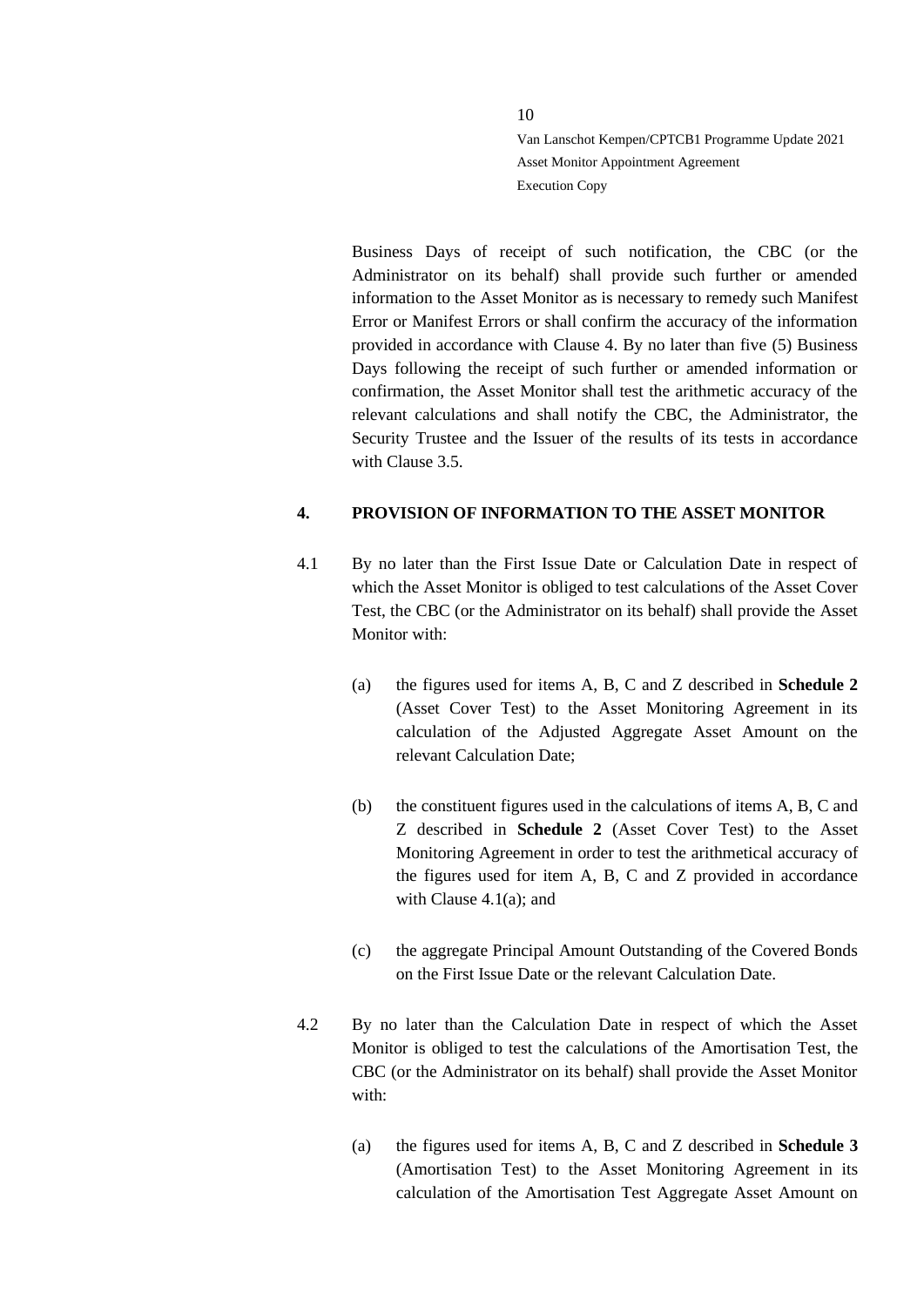Business Days of receipt of such notification, the CBC (or the Administrator on its behalf) shall provide such further or amended information to the Asset Monitor as is necessary to remedy such Manifest Error or Manifest Errors or shall confirm the accuracy of the information provided in accordance with Clause 4. By no later than five (5) Business Days following the receipt of such further or amended information or confirmation, the Asset Monitor shall test the arithmetic accuracy of the relevant calculations and shall notify the CBC, the Administrator, the Security Trustee and the Issuer of the results of its tests in accordance with Clause 3.5.

## 4. PROVISION OF INFORMATION TO THE ASSET MONITOR

4.1 By no later than the First Issue Date or Calculation Date in respect of which the Asset Monitor is obliged to test calculations of the Asset Cover Test, the CBC (or the Administrator on its behalf) shall provide the Asset Monitor with:

(a) the figures used for items A, B, C and Z described in **Schedule 2** (Asset Cover Test) to the Asset Monitoring Agreement in its calculation of the Adjusted Aggregate Asset Amount on the relevant Calculation Date;

(b) the constituent figures used in the calculations of items A, B, C and Z described in **Schedule 2** (Asset Cover Test) to the Asset Monitoring Agreement in order to test the arithmetical accuracy of the figures used for item A, B, C and Z provided in accordance with Clause 4.1(a); and

(c) the aggregate Principal Amount Outstanding of the Covered Bonds on the First Issue Date or the relevant Calculation Date.

4.2 By no later than the Calculation Date in respect of which the Asset Monitor is obliged to test the calculations of the Amortisation Test, the CBC (or the Administrator on its behalf) shall provide the Asset Monitor with:

(a) the figures used for items A, B, C and Z described in **Schedule 3** (Amortisation Test) to the Asset Monitoring Agreement in its calculation of the Amortisation Test Aggregate Asset Amount on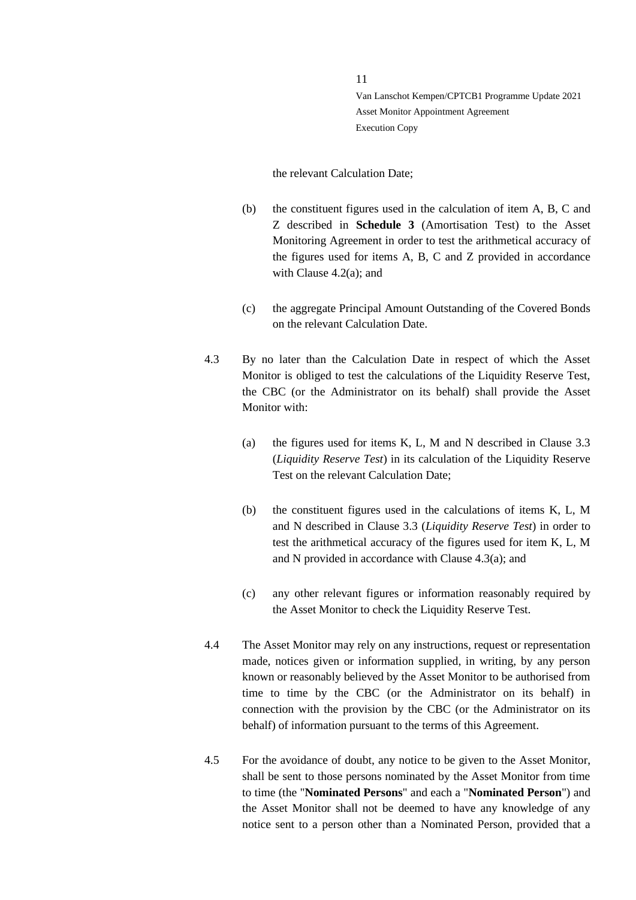the relevant Calculation Date;

(b) the constituent figures used in the calculation of item A, B, C and Z described in **Schedule 3** (Amortisation Test) to the Asset Monitoring Agreement in order to test the arithmetical accuracy of the figures used for items A, B, C and Z provided in accordance with Clause 4.2(a); and

(c) the aggregate Principal Amount Outstanding of the Covered Bonds on the relevant Calculation Date.

4.3 By no later than the Calculation Date in respect of which the Asset Monitor is obliged to test the calculations of the Liquidity Reserve Test, the CBC (or the Administrator on its behalf) shall provide the Asset Monitor with:

(a) the figures used for items K, L, M and N described in Clause 3.3 (*Liquidity Reserve Test*) in its calculation of the Liquidity Reserve Test on the relevant Calculation Date;

(b) the constituent figures used in the calculations of items K, L, M and N described in Clause 3.3 (*Liquidity Reserve Test*) in order to test the arithmetical accuracy of the figures used for item K, L, M and N provided in accordance with Clause 4.3(a); and

(c) any other relevant figures or information reasonably required by the Asset Monitor to check the Liquidity Reserve Test.

4.4 The Asset Monitor may rely on any instructions, request or representation made, notices given or information supplied, in writing, by any person known or reasonably believed by the Asset Monitor to be authorised from time to time by the CBC (or the Administrator on its behalf) in connection with the provision by the CBC (or the Administrator on its behalf) of information pursuant to the terms of this Agreement.

4.5 For the avoidance of doubt, any notice to be given to the Asset Monitor, shall be sent to those persons nominated by the Asset Monitor from time to time (the "**Nominated Persons**" and each a "**Nominated Person**") and the Asset Monitor shall not be deemed to have any knowledge of any notice sent to a person other than a Nominated Person, provided that a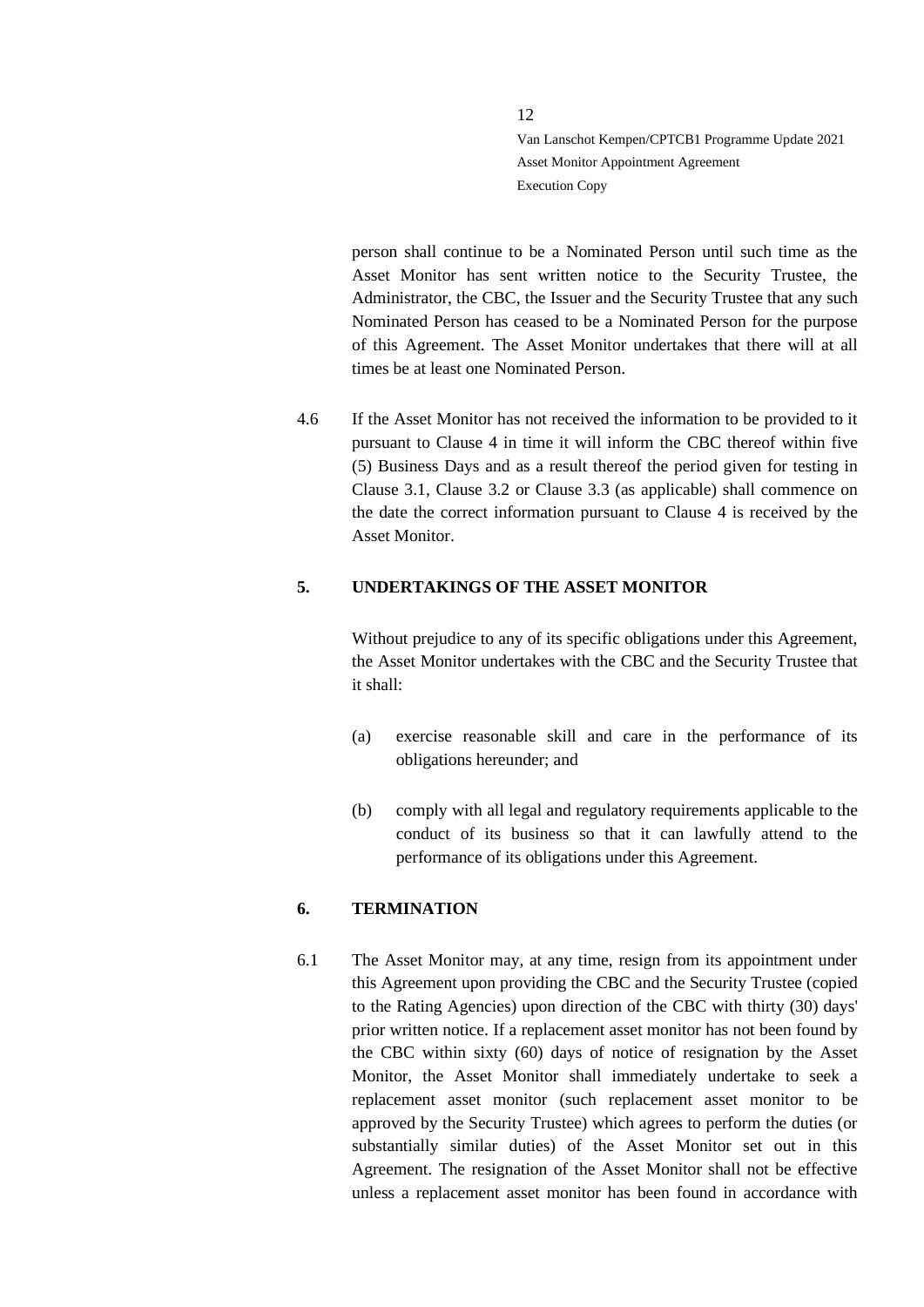person shall continue to be a Nominated Person until such time as the Asset Monitor has sent written notice to the Security Trustee, the Administrator, the CBC, the Issuer and the Security Trustee that any such Nominated Person has ceased to be a Nominated Person for the purpose of this Agreement. The Asset Monitor undertakes that there will at all times be at least one Nominated Person.

4.6 If the Asset Monitor has not received the information to be provided to it pursuant to Clause 4 in time it will inform the CBC thereof within five (5) Business Days and as a result thereof the period given for testing in Clause 3.1, Clause 3.2 or Clause 3.3 (as applicable) shall commence on the date the correct information pursuant to Clause 4 is received by the Asset Monitor.

## 5. UNDERTAKINGS OF THE ASSET MONITOR

Without prejudice to any of its specific obligations under this Agreement, the Asset Monitor undertakes with the CBC and the Security Trustee that it shall:

(a) exercise reasonable skill and care in the performance of its obligations hereunder; and

(b) comply with all legal and regulatory requirements applicable to the conduct of its business so that it can lawfully attend to the performance of its obligations under this Agreement.

## 6. TERMINATION

6.1 The Asset Monitor may, at any time, resign from its appointment under this Agreement upon providing the CBC and the Security Trustee (copied to the Rating Agencies) upon direction of the CBC with thirty (30) days' prior written notice. If a replacement asset monitor has not been found by the CBC within sixty (60) days of notice of resignation by the Asset Monitor, the Asset Monitor shall immediately undertake to seek a replacement asset monitor (such replacement asset monitor to be approved by the Security Trustee) which agrees to perform the duties (or substantially similar duties) of the Asset Monitor set out in this Agreement. The resignation of the Asset Monitor shall not be effective unless a replacement asset monitor has been found in accordance with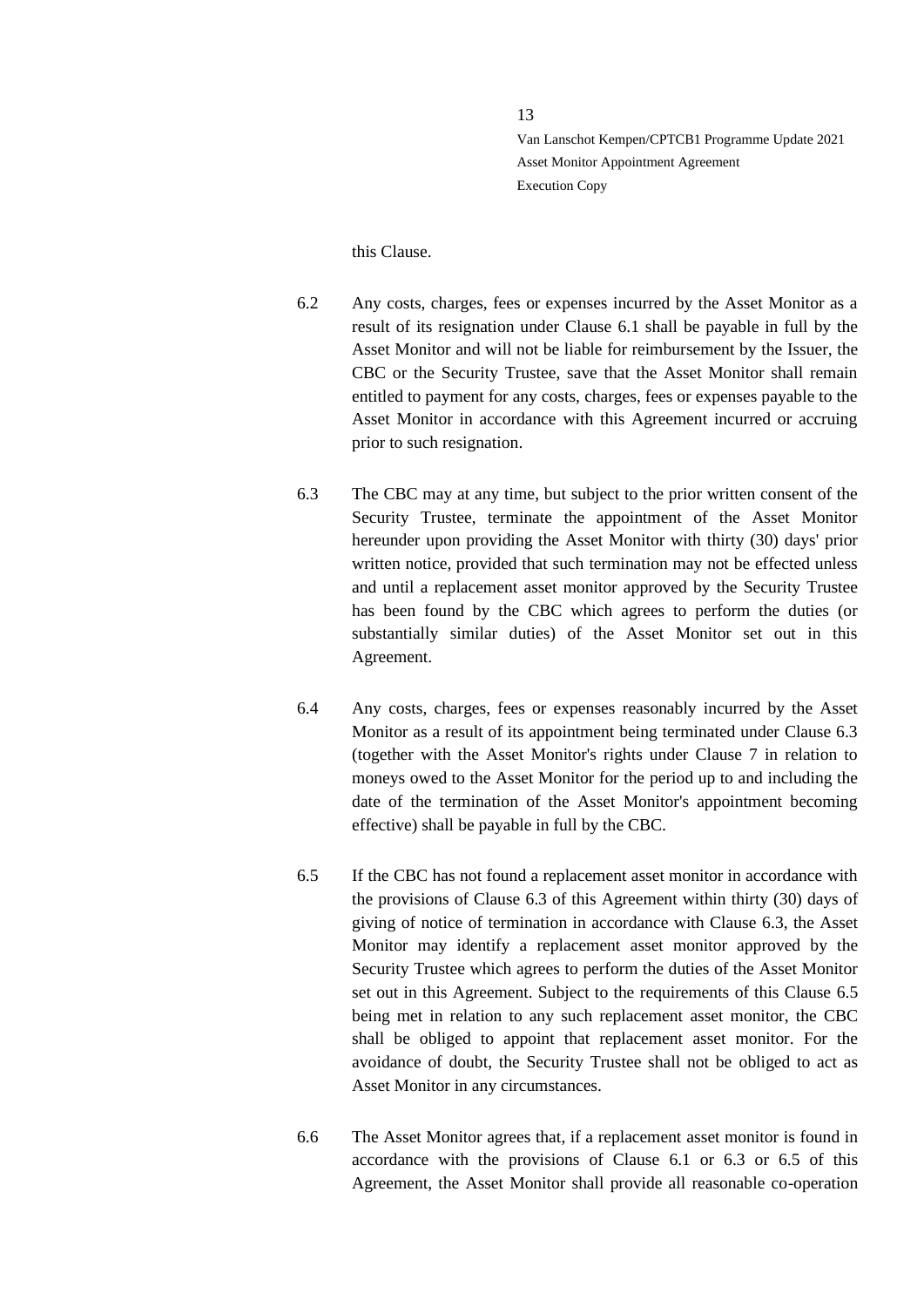this Clause.

6.2 Any costs, charges, fees or expenses incurred by the Asset Monitor as a result of its resignation under Clause 6.1 shall be payable in full by the Asset Monitor and will not be liable for reimbursement by the Issuer, the CBC or the Security Trustee, save that the Asset Monitor shall remain entitled to payment for any costs, charges, fees or expenses payable to the Asset Monitor in accordance with this Agreement incurred or accruing prior to such resignation.

6.3 The CBC may at any time, but subject to the prior written consent of the Security Trustee, terminate the appointment of the Asset Monitor hereunder upon providing the Asset Monitor with thirty (30) days' prior written notice, provided that such termination may not be effected unless and until a replacement asset monitor approved by the Security Trustee has been found by the CBC which agrees to perform the duties (or substantially similar duties) of the Asset Monitor set out in this Agreement.

6.4 Any costs, charges, fees or expenses reasonably incurred by the Asset Monitor as a result of its appointment being terminated under Clause 6.3 (together with the Asset Monitor's rights under Clause 7 in relation to moneys owed to the Asset Monitor for the period up to and including the date of the termination of the Asset Monitor's appointment becoming effective) shall be payable in full by the CBC.

6.5 If the CBC has not found a replacement asset monitor in accordance with the provisions of Clause 6.3 of this Agreement within thirty (30) days of giving of notice of termination in accordance with Clause 6.3, the Asset Monitor may identify a replacement asset monitor approved by the Security Trustee which agrees to perform the duties of the Asset Monitor set out in this Agreement. Subject to the requirements of this Clause 6.5 being met in relation to any such replacement asset monitor, the CBC shall be obliged to appoint that replacement asset monitor. For the avoidance of doubt, the Security Trustee shall not be obliged to act as Asset Monitor in any circumstances.

6.6 The Asset Monitor agrees that, if a replacement asset monitor is found in accordance with the provisions of Clause 6.1 or 6.3 or 6.5 of this Agreement, the Asset Monitor shall provide all reasonable co-operation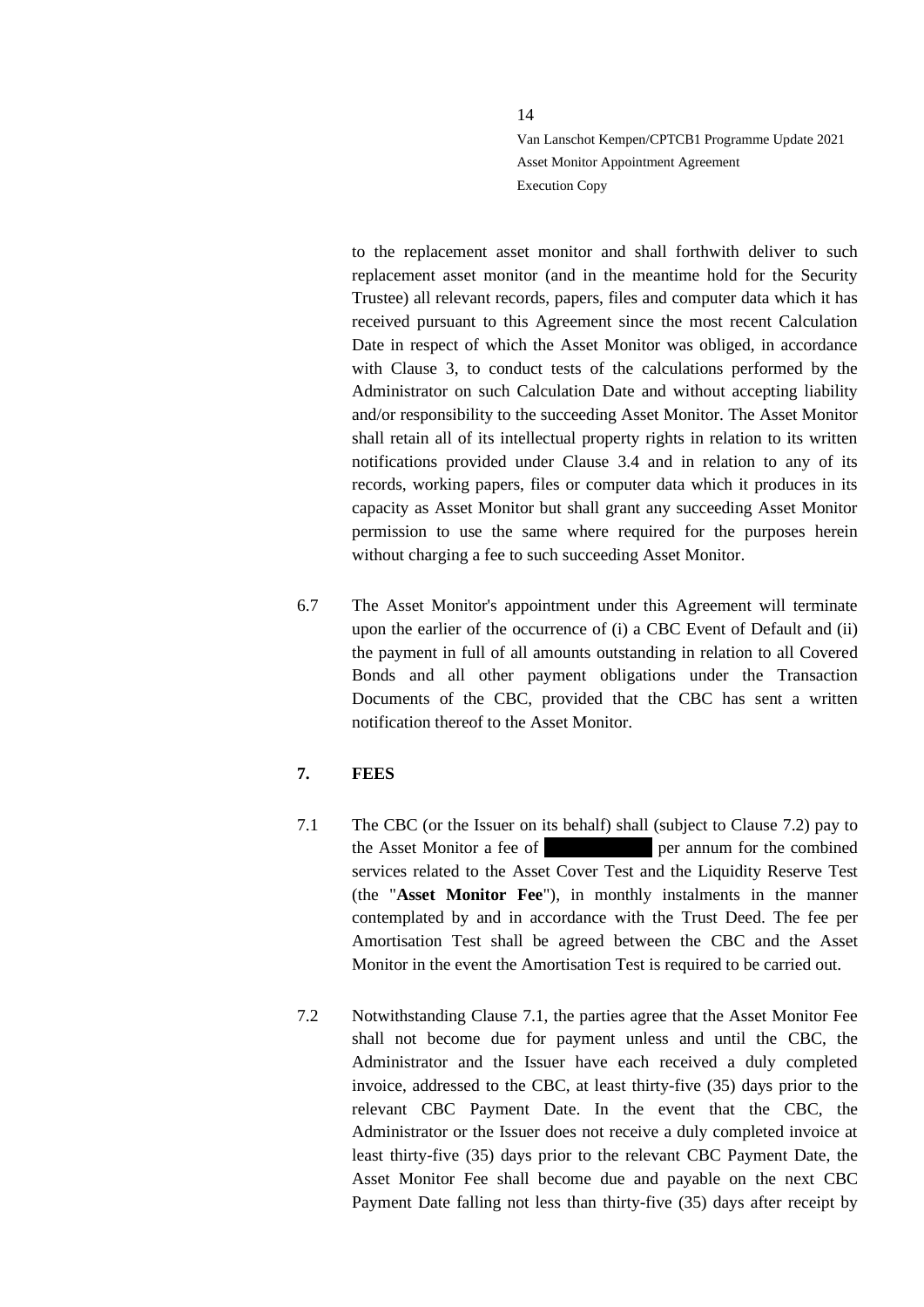to the replacement asset monitor and shall forthwith deliver to such replacement asset monitor (and in the meantime hold for the Security Trustee) all relevant records, papers, files and computer data which it has received pursuant to this Agreement since the most recent Calculation Date in respect of which the Asset Monitor was obliged, in accordance with Clause 3, to conduct tests of the calculations performed by the Administrator on such Calculation Date and without accepting liability and/or responsibility to the succeeding Asset Monitor. The Asset Monitor shall retain all of its intellectual property rights in relation to its written notifications provided under Clause 3.4 and in relation to any of its records, working papers, files or computer data which it produces in its capacity as Asset Monitor but shall grant any succeeding Asset Monitor permission to use the same where required for the purposes herein without charging a fee to such succeeding Asset Monitor.

6.7 The Asset Monitor's appointment under this Agreement will terminate upon the earlier of the occurrence of (i) a CBC Event of Default and (ii) the payment in full of all amounts outstanding in relation to all Covered Bonds and all other payment obligations under the Transaction Documents of the CBC, provided that the CBC has sent a written notification thereof to the Asset Monitor.

## 7. FEES

7.1 The CBC (or the Issuer on its behalf) shall (subject to Clause 7.2) pay to the Asset Monitor a fee of [REDACTED] per annum for the combined services related to the Asset Cover Test and the Liquidity Reserve Test (the "**Asset Monitor Fee**"), in monthly instalments in the manner contemplated by and in accordance with the Trust Deed. The fee per Amortisation Test shall be agreed between the CBC and the Asset Monitor in the event the Amortisation Test is required to be carried out.

7.2 Notwithstanding Clause 7.1, the parties agree that the Asset Monitor Fee shall not become due for payment unless and until the CBC, the Administrator and the Issuer have each received a duly completed invoice, addressed to the CBC, at least thirty-five (35) days prior to the relevant CBC Payment Date. In the event that the CBC, the Administrator or the Issuer does not receive a duly completed invoice at least thirty-five (35) days prior to the relevant CBC Payment Date, the Asset Monitor Fee shall become due and payable on the next CBC Payment Date falling not less than thirty-five (35) days after receipt by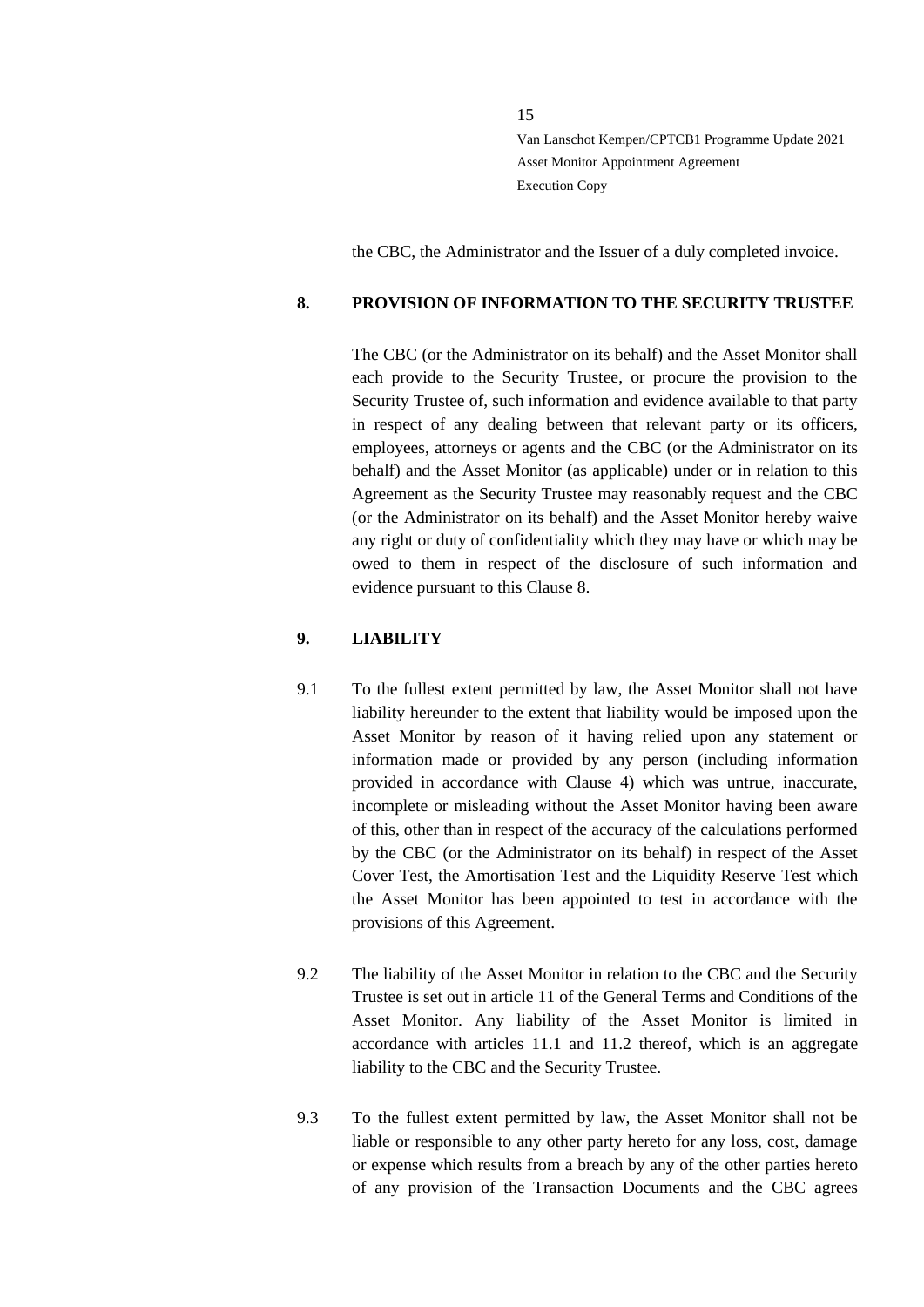the CBC, the Administrator and the Issuer of a duly completed invoice.

## 8. PROVISION OF INFORMATION TO THE SECURITY TRUSTEE

The CBC (or the Administrator on its behalf) and the Asset Monitor shall each provide to the Security Trustee, or procure the provision to the Security Trustee of, such information and evidence available to that party in respect of any dealing between that relevant party or its officers, employees, attorneys or agents and the CBC (or the Administrator on its behalf) and the Asset Monitor (as applicable) under or in relation to this Agreement as the Security Trustee may reasonably request and the CBC (or the Administrator on its behalf) and the Asset Monitor hereby waive any right or duty of confidentiality which they may have or which may be owed to them in respect of the disclosure of such information and evidence pursuant to this Clause 8.

## 9. LIABILITY

9.1 To the fullest extent permitted by law, the Asset Monitor shall not have liability hereunder to the extent that liability would be imposed upon the Asset Monitor by reason of it having relied upon any statement or information made or provided by any person (including information provided in accordance with Clause 4) which was untrue, inaccurate, incomplete or misleading without the Asset Monitor having been aware of this, other than in respect of the accuracy of the calculations performed by the CBC (or the Administrator on its behalf) in respect of the Asset Cover Test, the Amortisation Test and the Liquidity Reserve Test which the Asset Monitor has been appointed to test in accordance with the provisions of this Agreement.

9.2 The liability of the Asset Monitor in relation to the CBC and the Security Trustee is set out in article 11 of the General Terms and Conditions of the Asset Monitor. Any liability of the Asset Monitor is limited in accordance with articles 11.1 and 11.2 thereof, which is an aggregate liability to the CBC and the Security Trustee.

9.3 To the fullest extent permitted by law, the Asset Monitor shall not be liable or responsible to any other party hereto for any loss, cost, damage or expense which results from a breach by any of the other parties hereto of any provision of the Transaction Documents and the CBC agrees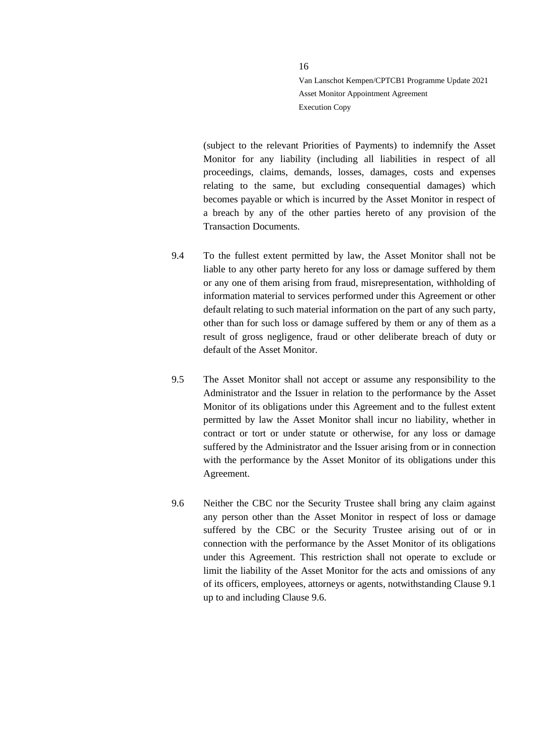(subject to the relevant Priorities of Payments) to indemnify the Asset Monitor for any liability (including all liabilities in respect of all proceedings, claims, demands, losses, damages, costs and expenses relating to the same, but excluding consequential damages) which becomes payable or which is incurred by the Asset Monitor in respect of a breach by any of the other parties hereto of any provision of the Transaction Documents.

9.4 To the fullest extent permitted by law, the Asset Monitor shall not be liable to any other party hereto for any loss or damage suffered by them or any one of them arising from fraud, misrepresentation, withholding of information material to services performed under this Agreement or other default relating to such material information on the part of any such party, other than for such loss or damage suffered by them or any of them as a result of gross negligence, fraud or other deliberate breach of duty or default of the Asset Monitor.

9.5 The Asset Monitor shall not accept or assume any responsibility to the Administrator and the Issuer in relation to the performance by the Asset Monitor of its obligations under this Agreement and to the fullest extent permitted by law the Asset Monitor shall incur no liability, whether in contract or tort or under statute or otherwise, for any loss or damage suffered by the Administrator and the Issuer arising from or in connection with the performance by the Asset Monitor of its obligations under this Agreement.

9.6 Neither the CBC nor the Security Trustee shall bring any claim against any person other than the Asset Monitor in respect of loss or damage suffered by the CBC or the Security Trustee arising out of or in connection with the performance by the Asset Monitor of its obligations under this Agreement. This restriction shall not operate to exclude or limit the liability of the Asset Monitor for the acts and omissions of any of its officers, employees, attorneys or agents, notwithstanding Clause 9.1 up to and including Clause 9.6.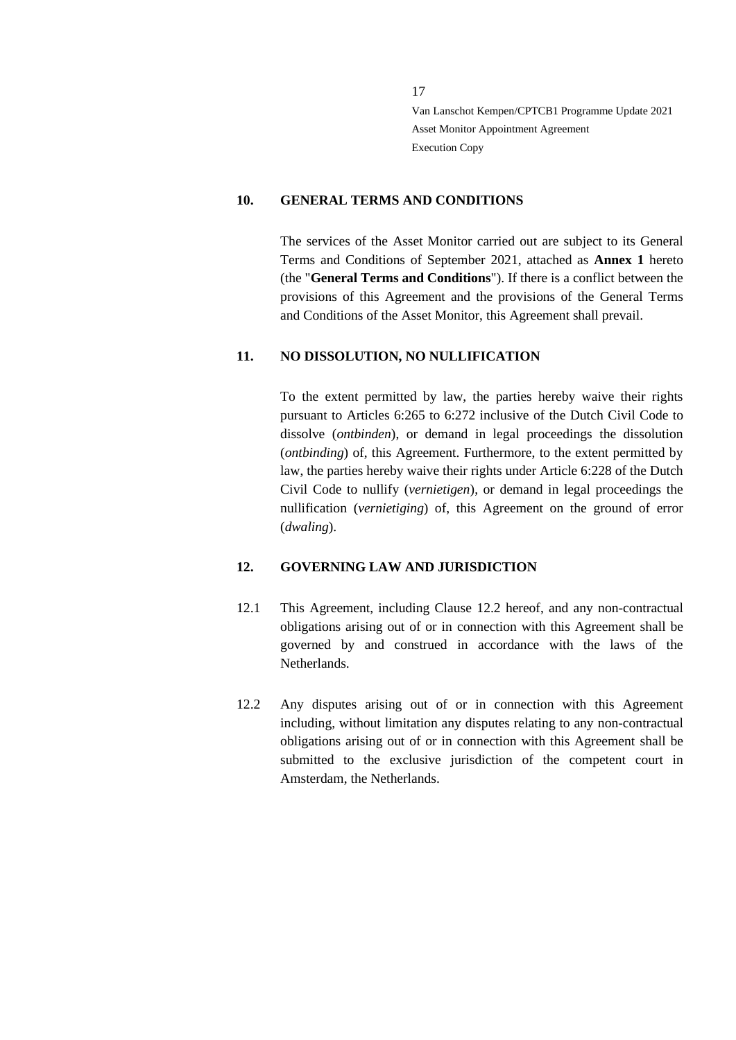## 10. GENERAL TERMS AND CONDITIONS

The services of the Asset Monitor carried out are subject to its General Terms and Conditions of September 2021, attached as **Annex 1** hereto (the "**General Terms and Conditions**"). If there is a conflict between the provisions of this Agreement and the provisions of the General Terms and Conditions of the Asset Monitor, this Agreement shall prevail.

## 11. NO DISSOLUTION, NO NULLIFICATION

To the extent permitted by law, the parties hereby waive their rights pursuant to Articles 6:265 to 6:272 inclusive of the Dutch Civil Code to dissolve (*ontbinden*), or demand in legal proceedings the dissolution (*ontbinding*) of, this Agreement. Furthermore, to the extent permitted by law, the parties hereby waive their rights under Article 6:228 of the Dutch Civil Code to nullify (*vernietigen*), or demand in legal proceedings the nullification (*vernietiging*) of, this Agreement on the ground of error (*dwaling*).

## 12. GOVERNING LAW AND JURISDICTION

12.1 This Agreement, including Clause 12.2 hereof, and any non-contractual obligations arising out of or in connection with this Agreement shall be governed by and construed in accordance with the laws of the Netherlands.

12.2 Any disputes arising out of or in connection with this Agreement including, without limitation any disputes relating to any non-contractual obligations arising out of or in connection with this Agreement shall be submitted to the exclusive jurisdiction of the competent court in Amsterdam, the Netherlands.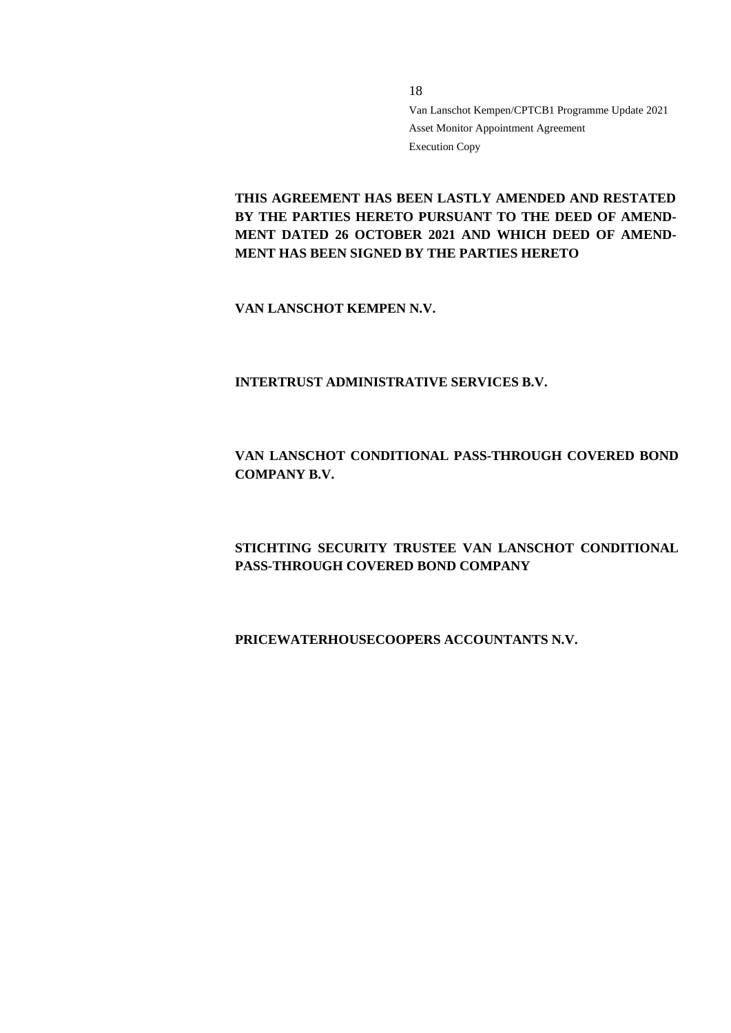**THIS AGREEMENT HAS BEEN LASTLY AMENDED AND RESTATED BY THE PARTIES HERETO PURSUANT TO THE DEED OF AMENDMENT DATED 26 OCTOBER 2021 AND WHICH DEED OF AMENDMENT HAS BEEN SIGNED BY THE PARTIES HERETO**

**VAN LANSCHOT KEMPEN N.V.**

**INTERTRUST ADMINISTRATIVE SERVICES B.V.**

**VAN LANSCHOT CONDITIONAL PASS-THROUGH COVERED BOND COMPANY B.V.**

**STICHTING SECURITY TRUSTEE VAN LANSCHOT CONDITIONAL PASS-THROUGH COVERED BOND COMPANY**

**PRICEWATERHOUSECOOPERS ACCOUNTANTS N.V.**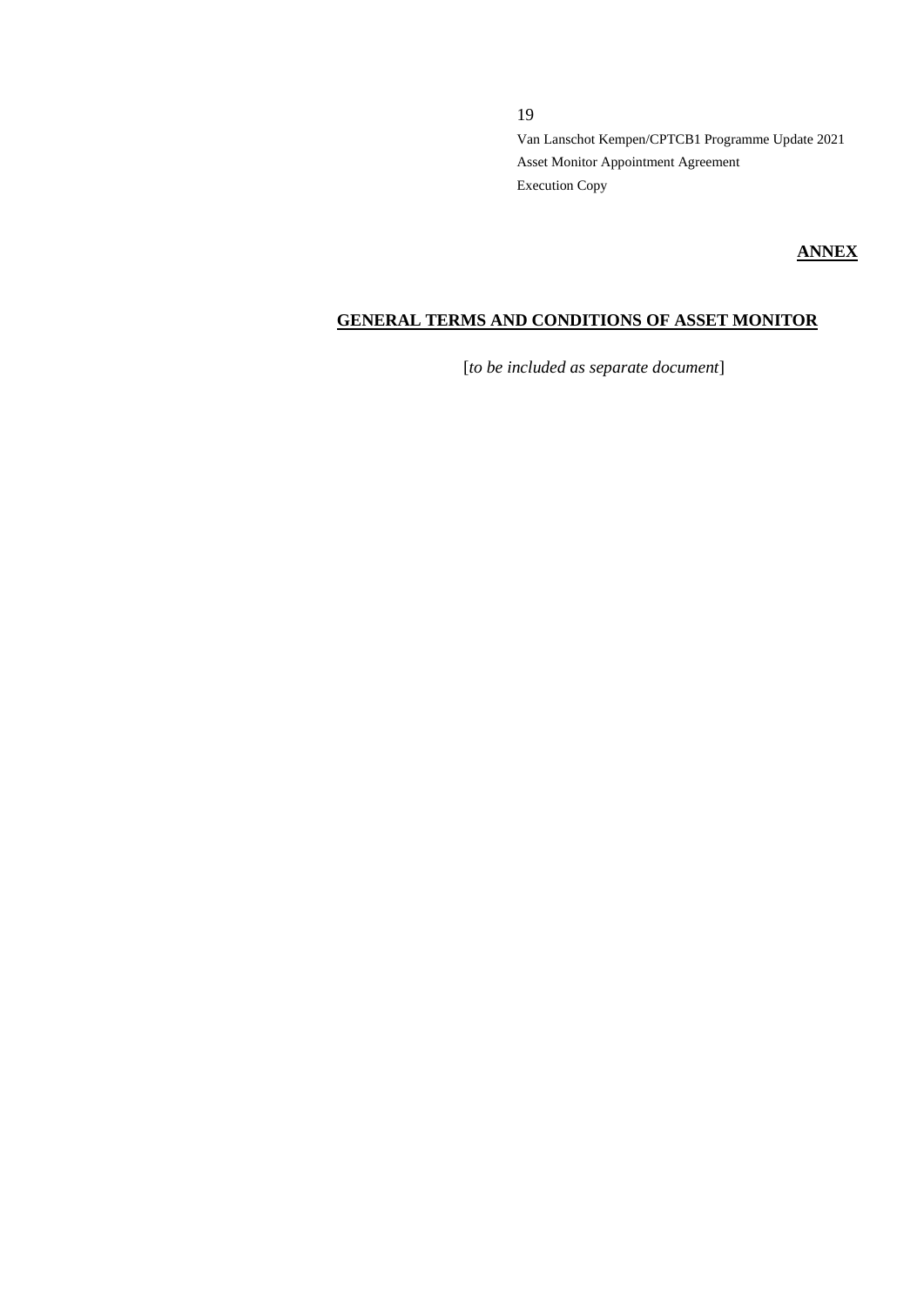**ANNEX**

## GENERAL TERMS AND CONDITIONS OF ASSET MONITOR

[*to be included as separate document*]